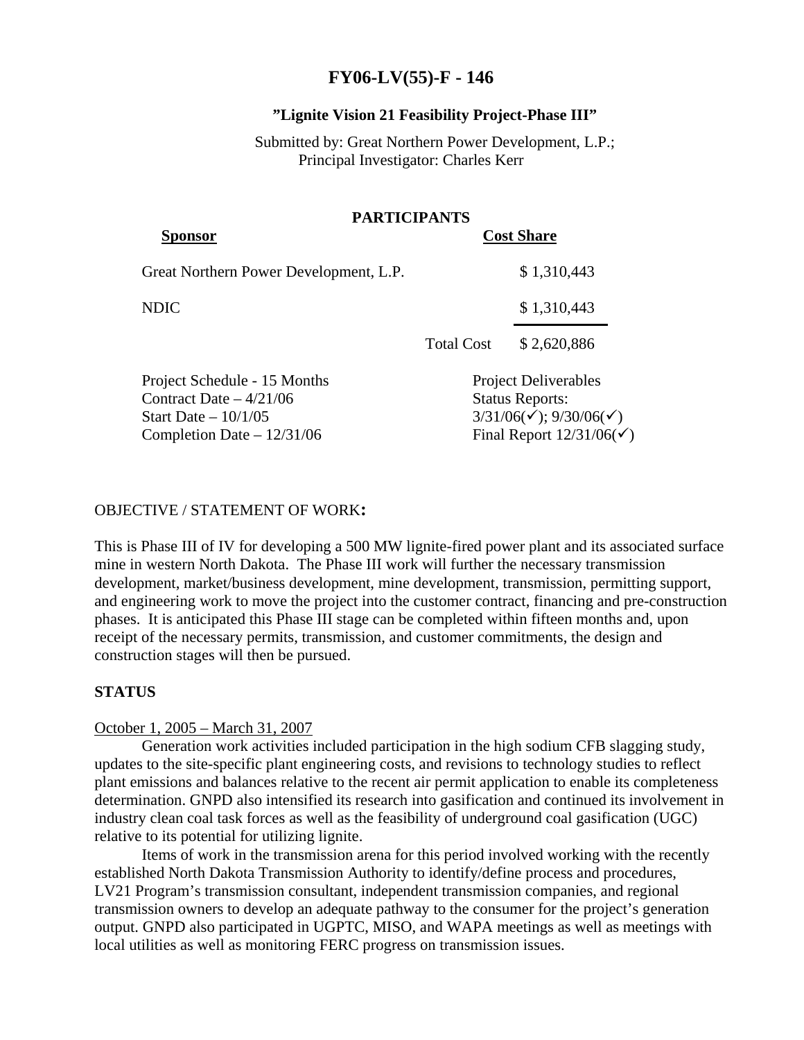# FY06-LV(55)-F - 146

## "Lignite Vision 21 Feasibility Project-Phase III"

Submitted by: Great Northern Power Development, L.P.;
Principal Investigator: Charles Kerr

### PARTICIPANTS

| Sponsor | | Cost Share |
|---|---|---|
| Great Northern Power Development, L.P. | | $ 1,310,443 |
| NDIC | | $ 1,310,443 |
| | Total Cost | $ 2,620,886 |

Project Schedule - 15 Months
Contract Date – 4/21/06
Start Date – 10/1/05
Completion Date – 12/31/06

Project Deliverables
Status Reports:
3/31/06(✓); 9/30/06(✓)
Final Report 12/31/06(✓)

OBJECTIVE / STATEMENT OF WORK**:**

This is Phase III of IV for developing a 500 MW lignite-fired power plant and its associated surface mine in western North Dakota. The Phase III work will further the necessary transmission development, market/business development, mine development, transmission, permitting support, and engineering work to move the project into the customer contract, financing and pre-construction phases. It is anticipated this Phase III stage can be completed within fifteen months and, upon receipt of the necessary permits, transmission, and customer commitments, the design and construction stages will then be pursued.

**STATUS**

October 1, 2005 – March 31, 2007

Generation work activities included participation in the high sodium CFB slagging study, updates to the site-specific plant engineering costs, and revisions to technology studies to reflect plant emissions and balances relative to the recent air permit application to enable its completeness determination. GNPD also intensified its research into gasification and continued its involvement in industry clean coal task forces as well as the feasibility of underground coal gasification (UGC) relative to its potential for utilizing lignite.

Items of work in the transmission arena for this period involved working with the recently established North Dakota Transmission Authority to identify/define process and procedures, LV21 Program's transmission consultant, independent transmission companies, and regional transmission owners to develop an adequate pathway to the consumer for the project's generation output. GNPD also participated in UGPTC, MISO, and WAPA meetings as well as meetings with local utilities as well as monitoring FERC progress on transmission issues.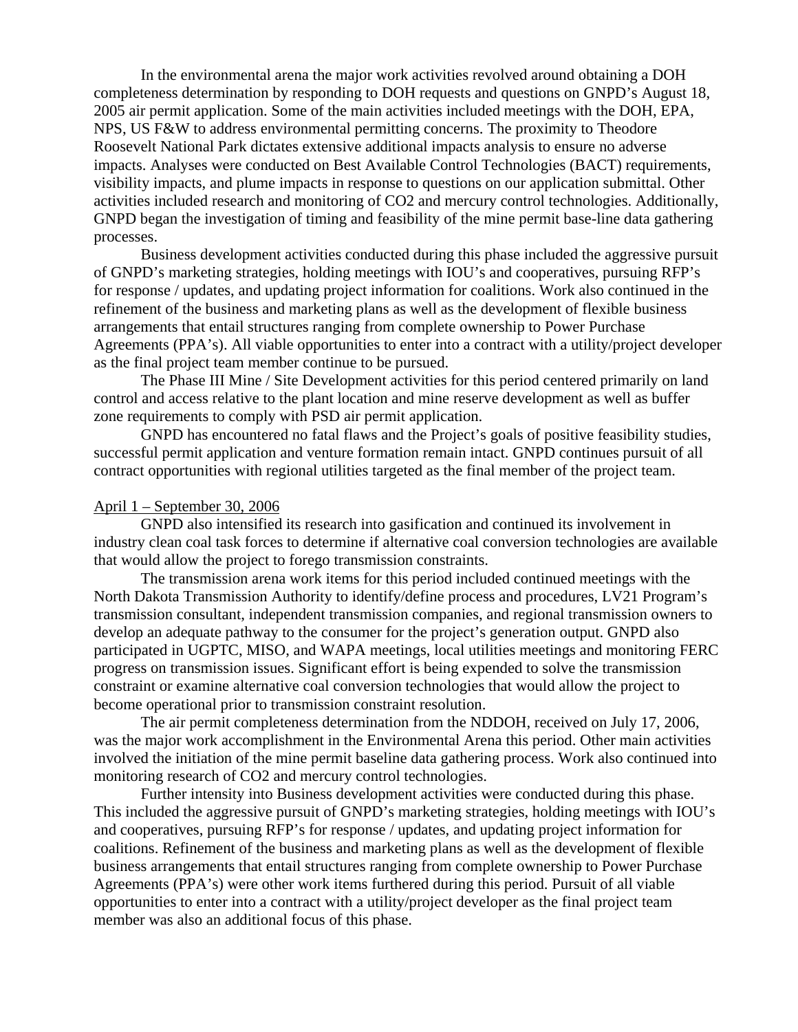In the environmental arena the major work activities revolved around obtaining a DOH completeness determination by responding to DOH requests and questions on GNPD's August 18, 2005 air permit application. Some of the main activities included meetings with the DOH, EPA, NPS, US F&W to address environmental permitting concerns. The proximity to Theodore Roosevelt National Park dictates extensive additional impacts analysis to ensure no adverse impacts. Analyses were conducted on Best Available Control Technologies (BACT) requirements, visibility impacts, and plume impacts in response to questions on our application submittal. Other activities included research and monitoring of $CO_2$ and mercury control technologies. Additionally, GNPD began the investigation of timing and feasibility of the mine permit base-line data gathering processes.

Business development activities conducted during this phase included the aggressive pursuit of GNPD's marketing strategies, holding meetings with IOU's and cooperatives, pursuing RFP's for response / updates, and updating project information for coalitions. Work also continued in the refinement of the business and marketing plans as well as the development of flexible business arrangements that entail structures ranging from complete ownership to Power Purchase Agreements (PPA's). All viable opportunities to enter into a contract with a utility/project developer as the final project team member continue to be pursued.

The Phase III Mine / Site Development activities for this period centered primarily on land control and access relative to the plant location and mine reserve development as well as buffer zone requirements to comply with PSD air permit application.

GNPD has encountered no fatal flaws and the Project's goals of positive feasibility studies, successful permit application and venture formation remain intact. GNPD continues pursuit of all contract opportunities with regional utilities targeted as the final member of the project team.

April 1 – September 30, 2006

GNPD also intensified its research into gasification and continued its involvement in industry clean coal task forces to determine if alternative coal conversion technologies are available that would allow the project to forego transmission constraints.

The transmission arena work items for this period included continued meetings with the North Dakota Transmission Authority to identify/define process and procedures, LV21 Program's transmission consultant, independent transmission companies, and regional transmission owners to develop an adequate pathway to the consumer for the project's generation output. GNPD also participated in UGPTC, MISO, and WAPA meetings, local utilities meetings and monitoring FERC progress on transmission issues. Significant effort is being expended to solve the transmission constraint or examine alternative coal conversion technologies that would allow the project to become operational prior to transmission constraint resolution.

The air permit completeness determination from the NDDOH, received on July 17, 2006, was the major work accomplishment in the Environmental Arena this period. Other main activities involved the initiation of the mine permit baseline data gathering process. Work also continued into monitoring research of $CO_2$ and mercury control technologies.

Further intensity into Business development activities were conducted during this phase. This included the aggressive pursuit of GNPD's marketing strategies, holding meetings with IOU's and cooperatives, pursuing RFP's for response / updates, and updating project information for coalitions. Refinement of the business and marketing plans as well as the development of flexible business arrangements that entail structures ranging from complete ownership to Power Purchase Agreements (PPA's) were other work items furthered during this period. Pursuit of all viable opportunities to enter into a contract with a utility/project developer as the final project team member was also an additional focus of this phase.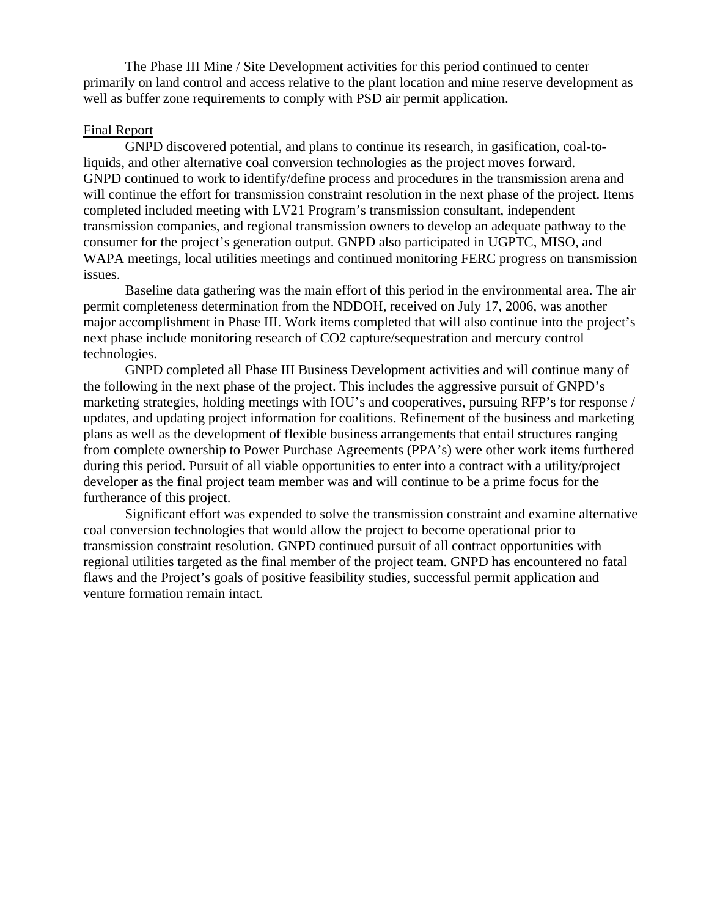The Phase III Mine / Site Development activities for this period continued to center primarily on land control and access relative to the plant location and mine reserve development as well as buffer zone requirements to comply with PSD air permit application.

Final Report

GNPD discovered potential, and plans to continue its research, in gasification, coal-to-liquids, and other alternative coal conversion technologies as the project moves forward. GNPD continued to work to identify/define process and procedures in the transmission arena and will continue the effort for transmission constraint resolution in the next phase of the project. Items completed included meeting with LV21 Program's transmission consultant, independent transmission companies, and regional transmission owners to develop an adequate pathway to the consumer for the project's generation output. GNPD also participated in UGPTC, MISO, and WAPA meetings, local utilities meetings and continued monitoring FERC progress on transmission issues.

Baseline data gathering was the main effort of this period in the environmental area. The air permit completeness determination from the NDDOH, received on July 17, 2006, was another major accomplishment in Phase III. Work items completed that will also continue into the project's next phase include monitoring research of $CO_2$ capture/sequestration and mercury control technologies.

GNPD completed all Phase III Business Development activities and will continue many of the following in the next phase of the project. This includes the aggressive pursuit of GNPD's marketing strategies, holding meetings with IOU's and cooperatives, pursuing RFP's for response / updates, and updating project information for coalitions. Refinement of the business and marketing plans as well as the development of flexible business arrangements that entail structures ranging from complete ownership to Power Purchase Agreements (PPA's) were other work items furthered during this period. Pursuit of all viable opportunities to enter into a contract with a utility/project developer as the final project team member was and will continue to be a prime focus for the furtherance of this project.

Significant effort was expended to solve the transmission constraint and examine alternative coal conversion technologies that would allow the project to become operational prior to transmission constraint resolution. GNPD continued pursuit of all contract opportunities with regional utilities targeted as the final member of the project team. GNPD has encountered no fatal flaws and the Project's goals of positive feasibility studies, successful permit application and venture formation remain intact.